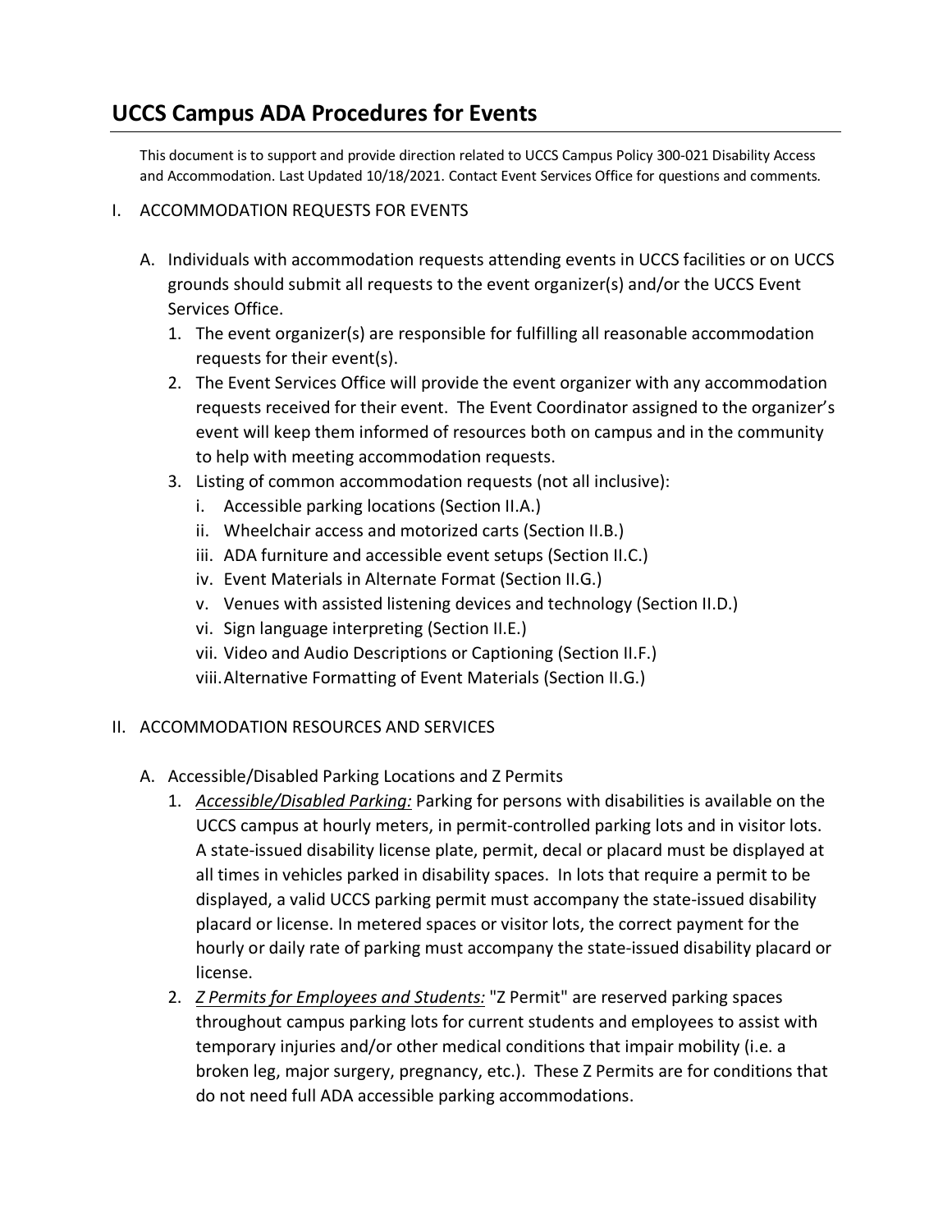# UCCS Campus ADA Procedures for Events

This document is to support and provide direction related to UCCS Campus Policy 300-021 Disability Access and Accommodation. Last Updated 10/18/2021. Contact Event Services Office for questions and comments.

I. ACCOMMODATION REQUESTS FOR EVENTS

   A. Individuals with accommodation requests attending events in UCCS facilities or on UCCS grounds should submit all requests to the event organizer(s) and/or the UCCS Event Services Office.

      1. The event organizer(s) are responsible for fulfilling all reasonable accommodation requests for their event(s).
      2. The Event Services Office will provide the event organizer with any accommodation requests received for their event. The Event Coordinator assigned to the organizer's event will keep them informed of resources both on campus and in the community to help with meeting accommodation requests.
      3. Listing of common accommodation requests (not all inclusive):
         i. Accessible parking locations (Section II.A.)
         ii. Wheelchair access and motorized carts (Section II.B.)
         iii. ADA furniture and accessible event setups (Section II.C.)
         iv. Event Materials in Alternate Format (Section II.G.)
         v. Venues with assisted listening devices and technology (Section II.D.)
         vi. Sign language interpreting (Section II.E.)
         vii. Video and Audio Descriptions or Captioning (Section II.F.)
         viii. Alternative Formatting of Event Materials (Section II.G.)

II. ACCOMMODATION RESOURCES AND SERVICES

   A. Accessible/Disabled Parking Locations and Z Permits

      1. *Accessible/Disabled Parking:* Parking for persons with disabilities is available on the UCCS campus at hourly meters, in permit-controlled parking lots and in visitor lots. A state-issued disability license plate, permit, decal or placard must be displayed at all times in vehicles parked in disability spaces. In lots that require a permit to be displayed, a valid UCCS parking permit must accompany the state-issued disability placard or license. In metered spaces or visitor lots, the correct payment for the hourly or daily rate of parking must accompany the state-issued disability placard or license.
      2. *Z Permits for Employees and Students:* "Z Permit" are reserved parking spaces throughout campus parking lots for current students and employees to assist with temporary injuries and/or other medical conditions that impair mobility (i.e. a broken leg, major surgery, pregnancy, etc.). These Z Permits are for conditions that do not need full ADA accessible parking accommodations.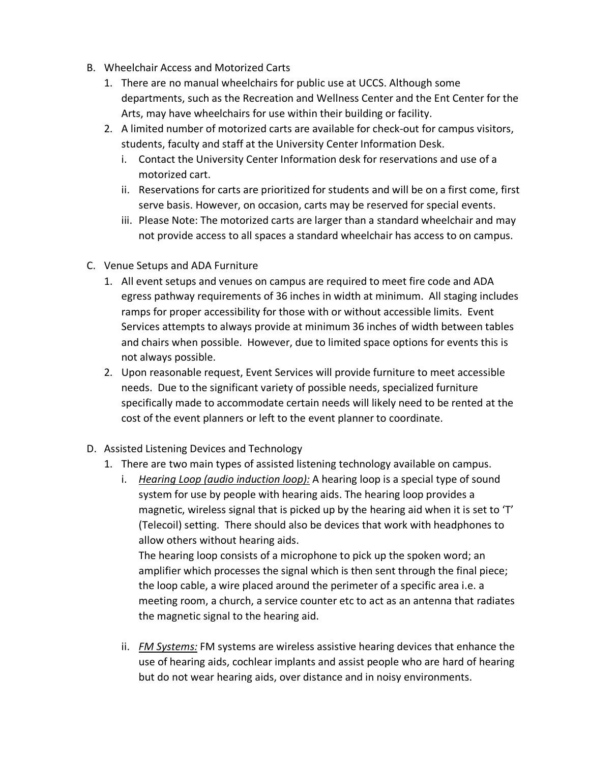B. Wheelchair Access and Motorized Carts
   1. There are no manual wheelchairs for public use at UCCS. Although some departments, such as the Recreation and Wellness Center and the Ent Center for the Arts, may have wheelchairs for use within their building or facility.
   2. A limited number of motorized carts are available for check-out for campus visitors, students, faculty and staff at the University Center Information Desk.
      i. Contact the University Center Information desk for reservations and use of a motorized cart.
      ii. Reservations for carts are prioritized for students and will be on a first come, first serve basis. However, on occasion, carts may be reserved for special events.
      iii. Please Note: The motorized carts are larger than a standard wheelchair and may not provide access to all spaces a standard wheelchair has access to on campus.

C. Venue Setups and ADA Furniture
   1. All event setups and venues on campus are required to meet fire code and ADA egress pathway requirements of 36 inches in width at minimum. All staging includes ramps for proper accessibility for those with or without accessible limits. Event Services attempts to always provide at minimum 36 inches of width between tables and chairs when possible. However, due to limited space options for events this is not always possible.
   2. Upon reasonable request, Event Services will provide furniture to meet accessible needs. Due to the significant variety of possible needs, specialized furniture specifically made to accommodate certain needs will likely need to be rented at the cost of the event planners or left to the event planner to coordinate.

D. Assisted Listening Devices and Technology
   1. There are two main types of assisted listening technology available on campus.
      i. *Hearing Loop (audio induction loop):* A hearing loop is a special type of sound system for use by people with hearing aids. The hearing loop provides a magnetic, wireless signal that is picked up by the hearing aid when it is set to 'T' (Telecoil) setting. There should also be devices that work with headphones to allow others without hearing aids.
         The hearing loop consists of a microphone to pick up the spoken word; an amplifier which processes the signal which is then sent through the final piece; the loop cable, a wire placed around the perimeter of a specific area i.e. a meeting room, a church, a service counter etc to act as an antenna that radiates the magnetic signal to the hearing aid.

      ii. *FM Systems:* FM systems are wireless assistive hearing devices that enhance the use of hearing aids, cochlear implants and assist people who are hard of hearing but do not wear hearing aids, over distance and in noisy environments.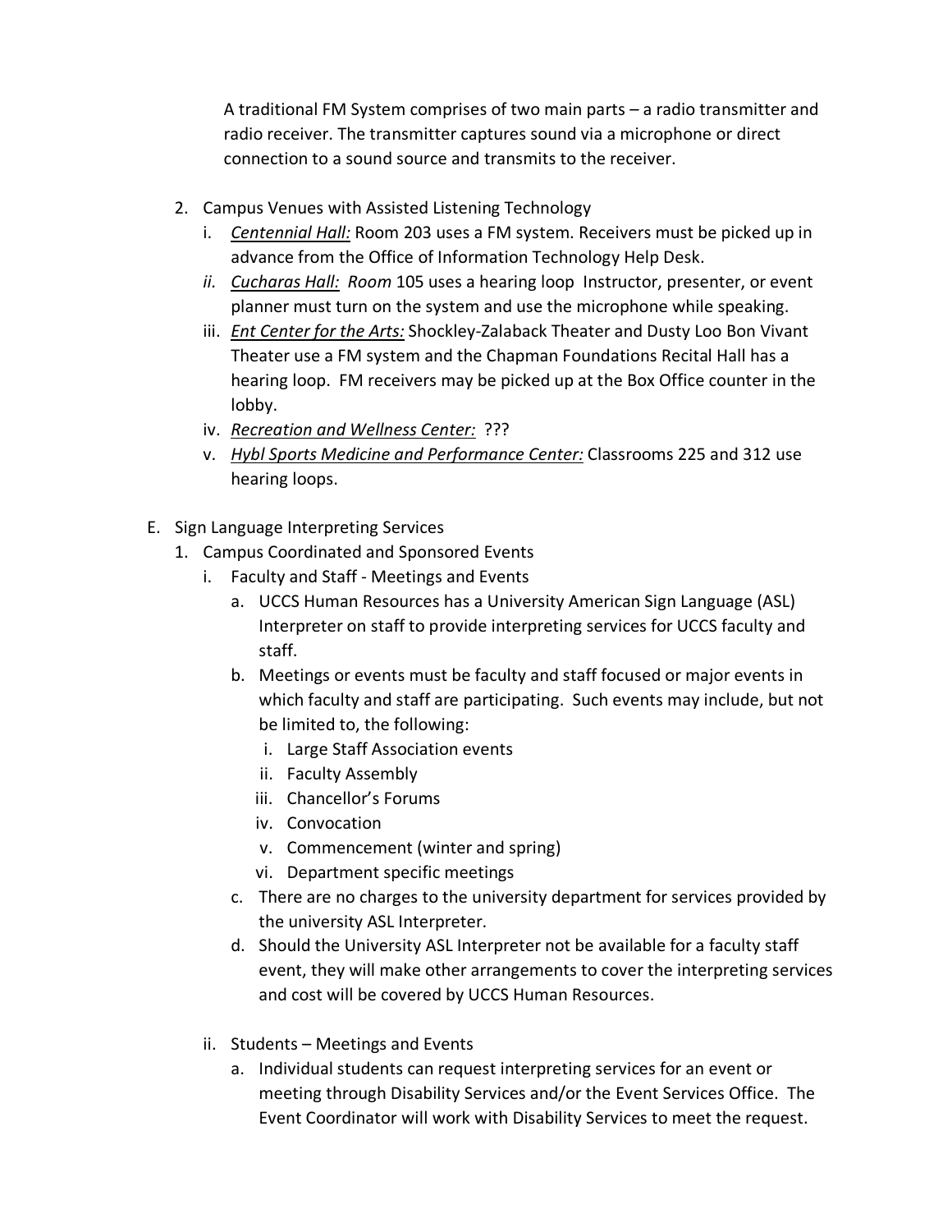A traditional FM System comprises of two main parts – a radio transmitter and radio receiver. The transmitter captures sound via a microphone or direct connection to a sound source and transmits to the receiver.

2. Campus Venues with Assisted Listening Technology
   i. *__Centennial Hall:__* Room 203 uses a FM system. Receivers must be picked up in advance from the Office of Information Technology Help Desk.
   *ii.* *__Cucharas Hall:__* *Room* 105 uses a hearing loop Instructor, presenter, or event planner must turn on the system and use the microphone while speaking.
   iii. *__Ent Center for the Arts:__* Shockley-Zalaback Theater and Dusty Loo Bon Vivant Theater use a FM system and the Chapman Foundations Recital Hall has a hearing loop. FM receivers may be picked up at the Box Office counter in the lobby.
   iv. *__Recreation and Wellness Center:__* ???
   v. *__Hybl Sports Medicine and Performance Center:__* Classrooms 225 and 312 use hearing loops.

E. Sign Language Interpreting Services
   1. Campus Coordinated and Sponsored Events
      i. Faculty and Staff - Meetings and Events
         a. UCCS Human Resources has a University American Sign Language (ASL) Interpreter on staff to provide interpreting services for UCCS faculty and staff.
         b. Meetings or events must be faculty and staff focused or major events in which faculty and staff are participating. Such events may include, but not be limited to, the following:
            i. Large Staff Association events
            ii. Faculty Assembly
            iii. Chancellor's Forums
            iv. Convocation
            v. Commencement (winter and spring)
            vi. Department specific meetings
         c. There are no charges to the university department for services provided by the university ASL Interpreter.
         d. Should the University ASL Interpreter not be available for a faculty staff event, they will make other arrangements to cover the interpreting services and cost will be covered by UCCS Human Resources.

      ii. Students – Meetings and Events
         a. Individual students can request interpreting services for an event or meeting through Disability Services and/or the Event Services Office. The Event Coordinator will work with Disability Services to meet the request.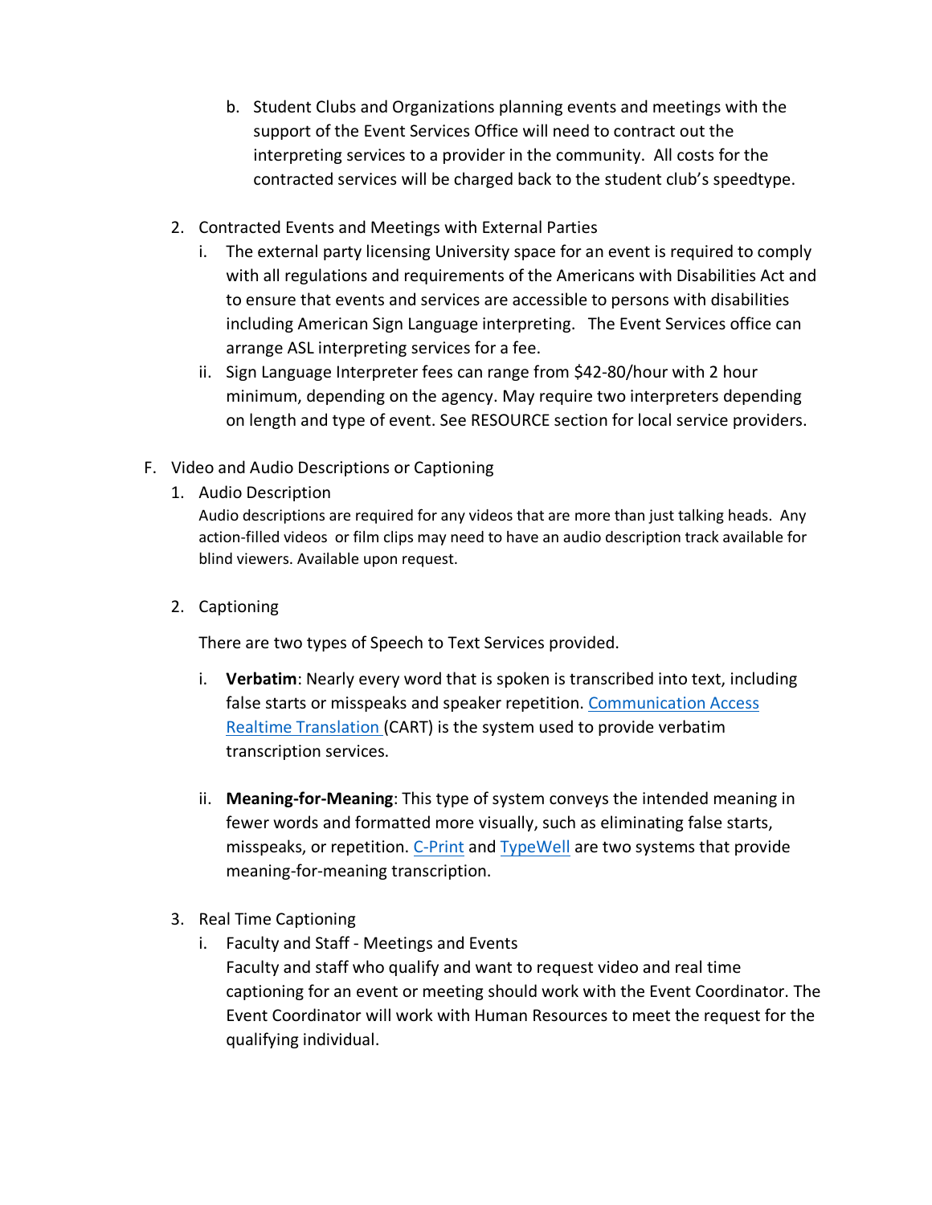b. Student Clubs and Organizations planning events and meetings with the support of the Event Services Office will need to contract out the interpreting services to a provider in the community. All costs for the contracted services will be charged back to the student club's speedtype.

2. Contracted Events and Meetings with External Parties
   i. The external party licensing University space for an event is required to comply with all regulations and requirements of the Americans with Disabilities Act and to ensure that events and services are accessible to persons with disabilities including American Sign Language interpreting. The Event Services office can arrange ASL interpreting services for a fee.
   ii. Sign Language Interpreter fees can range from $42-80/hour with 2 hour minimum, depending on the agency. May require two interpreters depending on length and type of event. See RESOURCE section for local service providers.

F. Video and Audio Descriptions or Captioning

1. Audio Description

   Audio descriptions are required for any videos that are more than just talking heads. Any action-filled videos or film clips may need to have an audio description track available for blind viewers. Available upon request.

2. Captioning

   There are two types of Speech to Text Services provided.

   i. **Verbatim**: Nearly every word that is spoken is transcribed into text, including false starts or misspeaks and speaker repetition. Communication Access Realtime Translation (CART) is the system used to provide verbatim transcription services.

   ii. **Meaning-for-Meaning**: This type of system conveys the intended meaning in fewer words and formatted more visually, such as eliminating false starts, misspeaks, or repetition. C-Print and TypeWell are two systems that provide meaning-for-meaning transcription.

3. Real Time Captioning
   i. Faculty and Staff - Meetings and Events

   Faculty and staff who qualify and want to request video and real time captioning for an event or meeting should work with the Event Coordinator. The Event Coordinator will work with Human Resources to meet the request for the qualifying individual.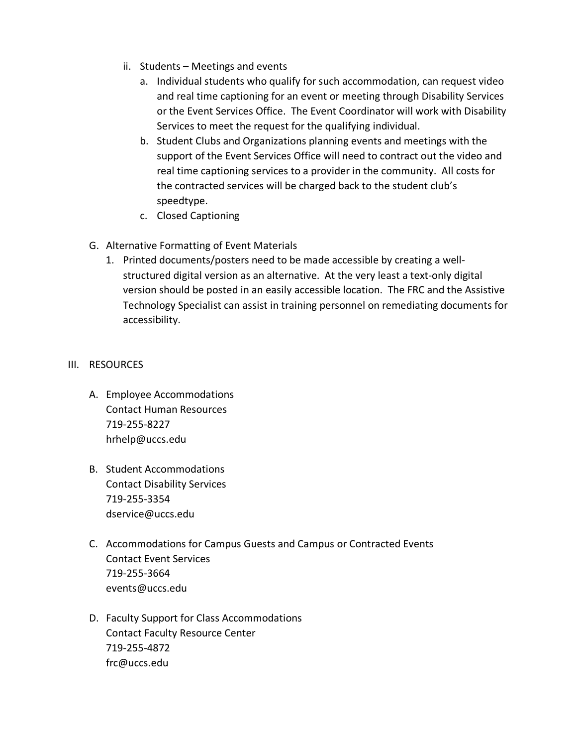ii. Students – Meetings and events

   a. Individual students who qualify for such accommodation, can request video and real time captioning for an event or meeting through Disability Services or the Event Services Office. The Event Coordinator will work with Disability Services to meet the request for the qualifying individual.

   b. Student Clubs and Organizations planning events and meetings with the support of the Event Services Office will need to contract out the video and real time captioning services to a provider in the community. All costs for the contracted services will be charged back to the student club's speedtype.

   c. Closed Captioning

G. Alternative Formatting of Event Materials

   1. Printed documents/posters need to be made accessible by creating a well-structured digital version as an alternative. At the very least a text-only digital version should be posted in an easily accessible location. The FRC and the Assistive Technology Specialist can assist in training personnel on remediating documents for accessibility.

## III. RESOURCES

A. Employee Accommodations
Contact Human Resources
719-255-8227
hrhelp@uccs.edu

B. Student Accommodations
Contact Disability Services
719-255-3354
dservice@uccs.edu

C. Accommodations for Campus Guests and Campus or Contracted Events
Contact Event Services
719-255-3664
events@uccs.edu

D. Faculty Support for Class Accommodations
Contact Faculty Resource Center
719-255-4872
frc@uccs.edu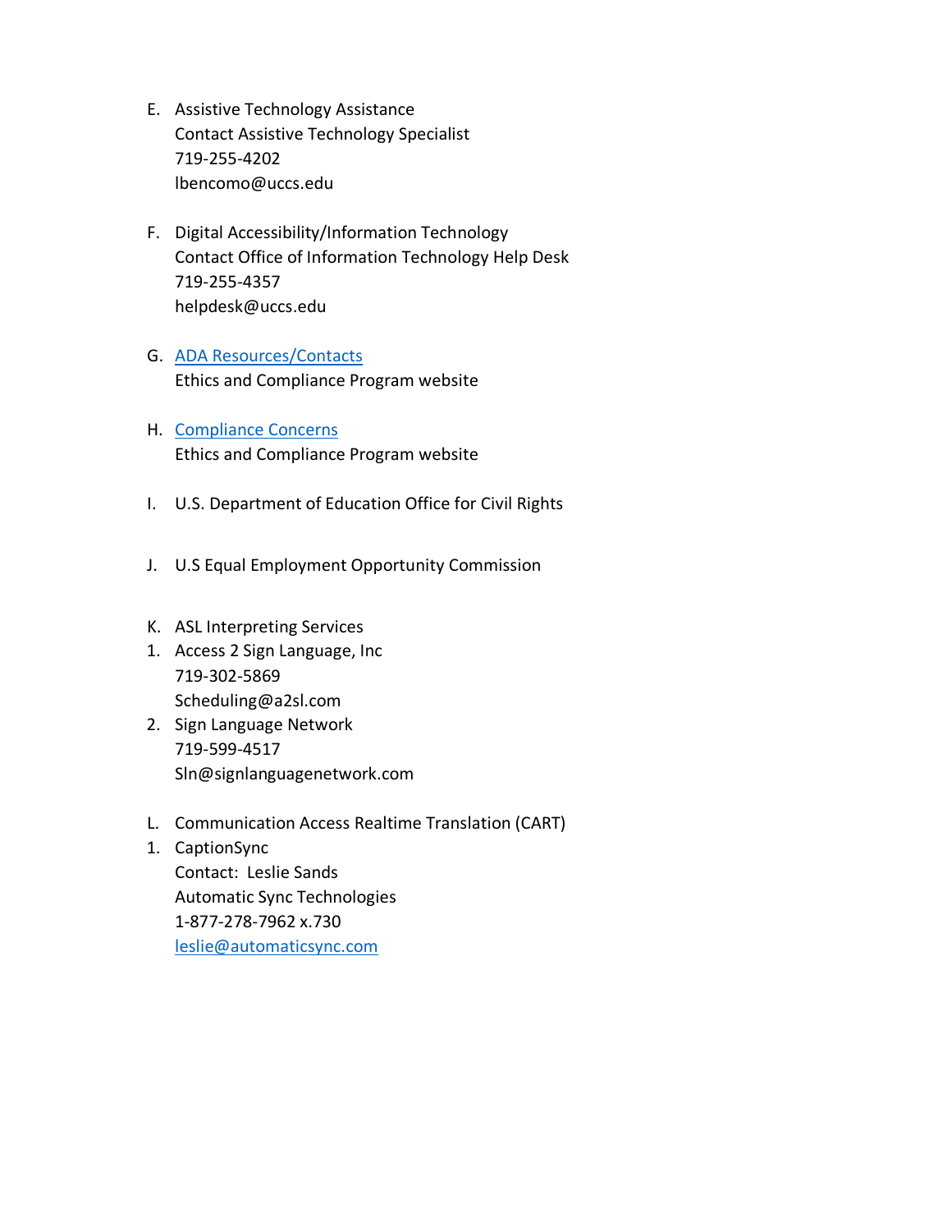E. Assistive Technology Assistance
   Contact Assistive Technology Specialist
   719-255-4202
   lbencomo@uccs.edu

F. Digital Accessibility/Information Technology
   Contact Office of Information Technology Help Desk
   719-255-4357
   helpdesk@uccs.edu

G. [ADA Resources/Contacts]
   Ethics and Compliance Program website

H. [Compliance Concerns]
   Ethics and Compliance Program website

I. U.S. Department of Education Office for Civil Rights

J. U.S Equal Employment Opportunity Commission

K. ASL Interpreting Services

1. Access 2 Sign Language, Inc
   719-302-5869
   Scheduling@a2sl.com
2. Sign Language Network
   719-599-4517
   Sln@signlanguagenetwork.com

L. Communication Access Realtime Translation (CART)

1. CaptionSync
   Contact: Leslie Sands
   Automatic Sync Technologies
   1-877-278-7962 x.730
   leslie@automaticsync.com